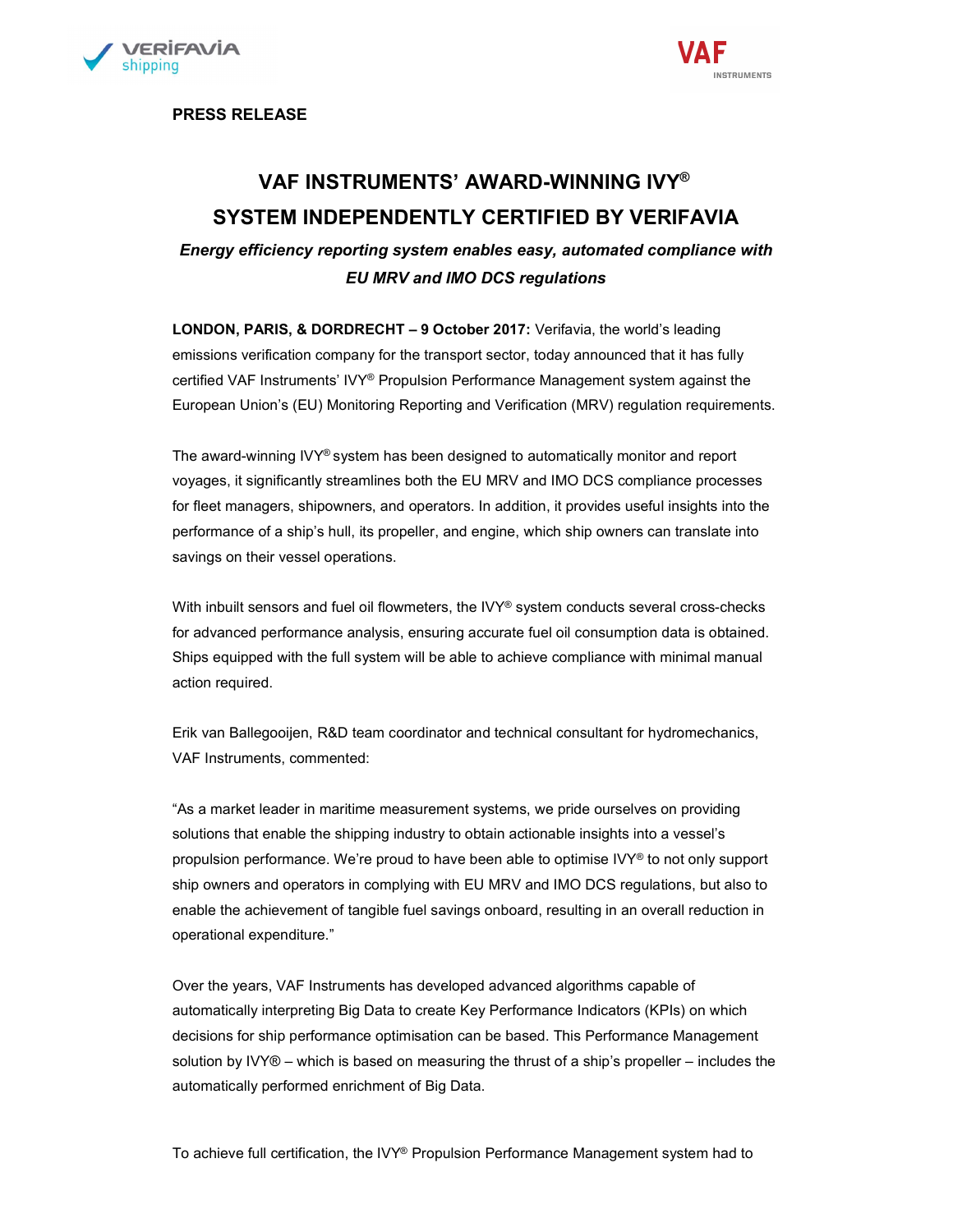**PRESS RELEASE**

# VAF INSTRUMENTS' AWARD-WINNING IVY® SYSTEM INDEPENDENTLY CERTIFIED BY VERIFAVIA

***Energy efficiency reporting system enables easy, automated compliance with EU MRV and IMO DCS regulations***

**LONDON, PARIS, & DORDRECHT – 9 October 2017:** Verifavia, the world's leading emissions verification company for the transport sector, today announced that it has fully certified VAF Instruments' IVY® Propulsion Performance Management system against the European Union's (EU) Monitoring Reporting and Verification (MRV) regulation requirements.

The award-winning IVY® system has been designed to automatically monitor and report voyages, it significantly streamlines both the EU MRV and IMO DCS compliance processes for fleet managers, shipowners, and operators. In addition, it provides useful insights into the performance of a ship's hull, its propeller, and engine, which ship owners can translate into savings on their vessel operations.

With inbuilt sensors and fuel oil flowmeters, the IVY® system conducts several cross-checks for advanced performance analysis, ensuring accurate fuel oil consumption data is obtained. Ships equipped with the full system will be able to achieve compliance with minimal manual action required.

Erik van Ballegooijen, R&D team coordinator and technical consultant for hydromechanics, VAF Instruments, commented:

"As a market leader in maritime measurement systems, we pride ourselves on providing solutions that enable the shipping industry to obtain actionable insights into a vessel's propulsion performance. We're proud to have been able to optimise IVY® to not only support ship owners and operators in complying with EU MRV and IMO DCS regulations, but also to enable the achievement of tangible fuel savings onboard, resulting in an overall reduction in operational expenditure."

Over the years, VAF Instruments has developed advanced algorithms capable of automatically interpreting Big Data to create Key Performance Indicators (KPIs) on which decisions for ship performance optimisation can be based. This Performance Management solution by IVY® – which is based on measuring the thrust of a ship's propeller – includes the automatically performed enrichment of Big Data.

To achieve full certification, the IVY® Propulsion Performance Management system had to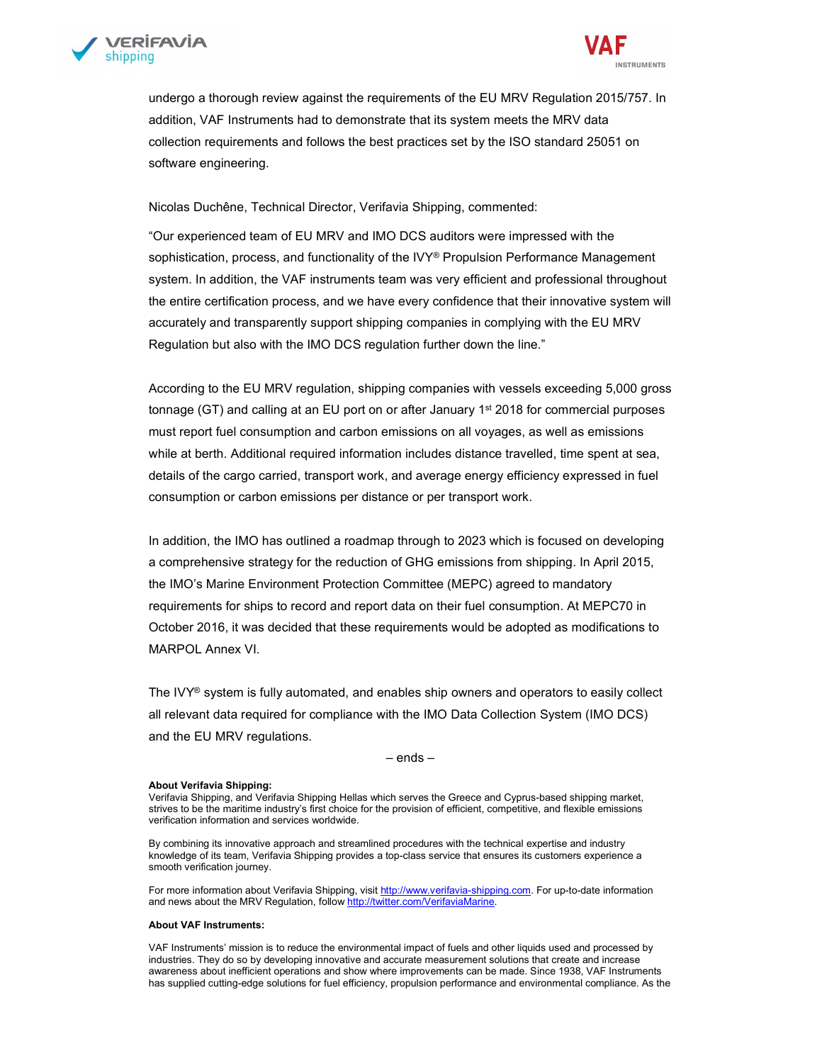undergo a thorough review against the requirements of the EU MRV Regulation 2015/757. In addition, VAF Instruments had to demonstrate that its system meets the MRV data collection requirements and follows the best practices set by the ISO standard 25051 on software engineering.

Nicolas Duchêne, Technical Director, Verifavia Shipping, commented:

"Our experienced team of EU MRV and IMO DCS auditors were impressed with the sophistication, process, and functionality of the IVY® Propulsion Performance Management system. In addition, the VAF instruments team was very efficient and professional throughout the entire certification process, and we have every confidence that their innovative system will accurately and transparently support shipping companies in complying with the EU MRV Regulation but also with the IMO DCS regulation further down the line."

According to the EU MRV regulation, shipping companies with vessels exceeding 5,000 gross tonnage (GT) and calling at an EU port on or after January 1st 2018 for commercial purposes must report fuel consumption and carbon emissions on all voyages, as well as emissions while at berth. Additional required information includes distance travelled, time spent at sea, details of the cargo carried, transport work, and average energy efficiency expressed in fuel consumption or carbon emissions per distance or per transport work.

In addition, the IMO has outlined a roadmap through to 2023 which is focused on developing a comprehensive strategy for the reduction of GHG emissions from shipping. In April 2015, the IMO's Marine Environment Protection Committee (MEPC) agreed to mandatory requirements for ships to record and report data on their fuel consumption. At MEPC70 in October 2016, it was decided that these requirements would be adopted as modifications to MARPOL Annex VI.

The IVY® system is fully automated, and enables ship owners and operators to easily collect all relevant data required for compliance with the IMO Data Collection System (IMO DCS) and the EU MRV regulations.

– ends –

**About Verifavia Shipping:**
Verifavia Shipping, and Verifavia Shipping Hellas which serves the Greece and Cyprus-based shipping market, strives to be the maritime industry's first choice for the provision of efficient, competitive, and flexible emissions verification information and services worldwide.

By combining its innovative approach and streamlined procedures with the technical expertise and industry knowledge of its team, Verifavia Shipping provides a top-class service that ensures its customers experience a smooth verification journey.

For more information about Verifavia Shipping, visit http://www.verifavia-shipping.com. For up-to-date information and news about the MRV Regulation, follow http://twitter.com/VerifaviaMarine.

**About VAF Instruments:**

VAF Instruments' mission is to reduce the environmental impact of fuels and other liquids used and processed by industries. They do so by developing innovative and accurate measurement solutions that create and increase awareness about inefficient operations and show where improvements can be made. Since 1938, VAF Instruments has supplied cutting-edge solutions for fuel efficiency, propulsion performance and environmental compliance. As the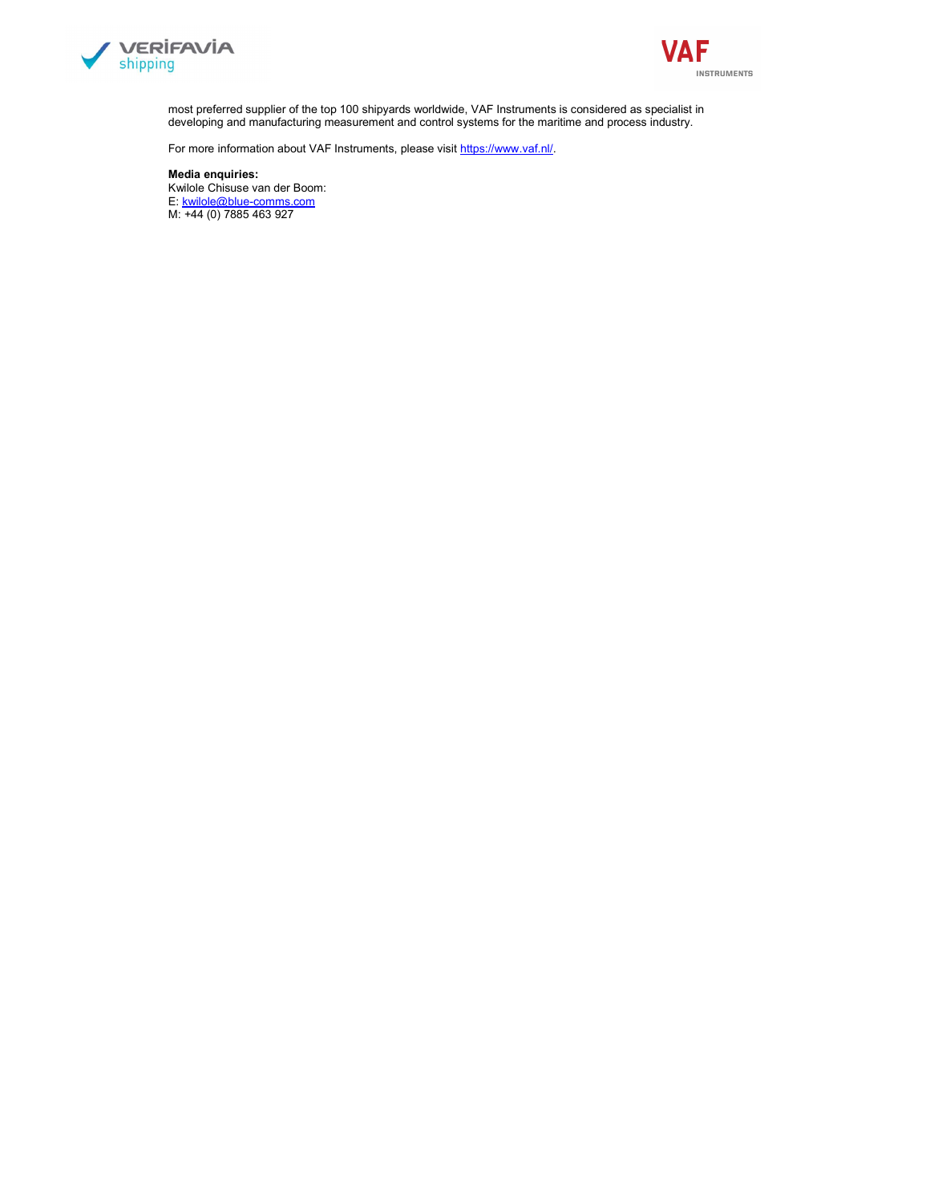most preferred supplier of the top 100 shipyards worldwide, VAF Instruments is considered as specialist in developing and manufacturing measurement and control systems for the maritime and process industry.

For more information about VAF Instruments, please visit https://www.vaf.nl/.

**Media enquiries:**
Kwilole Chisuse van der Boom:
E: kwilole@blue-comms.com
M: +44 (0) 7885 463 927